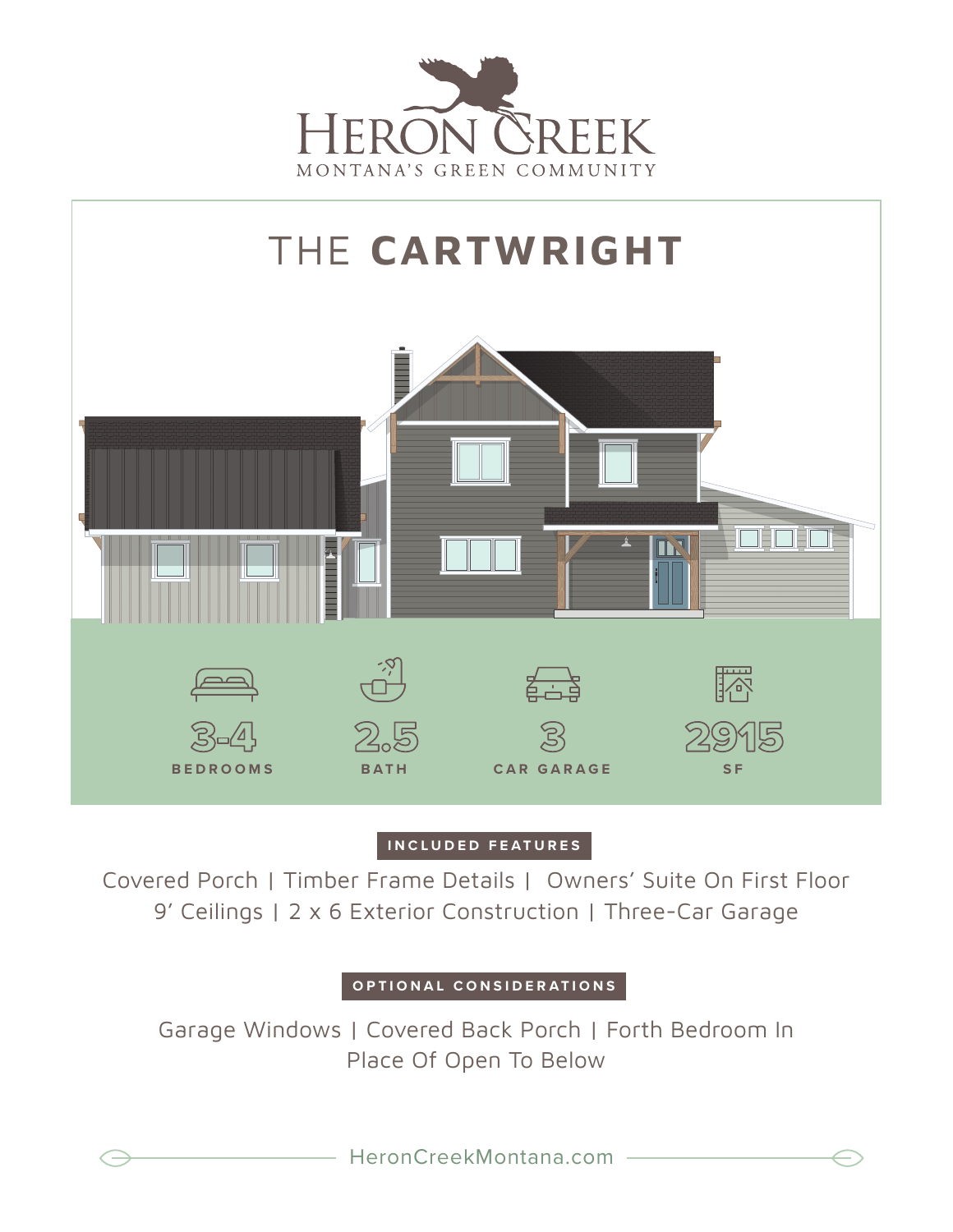HERON CREEK

MONTANA'S GREEN COMMUNITY

# THE **CARTWRIGHT**

3-4

BEDROOMS

2.5

BATH

3

CAR GARAGE

2915

SF

## INCLUDED FEATURES

Covered Porch | Timber Frame Details | Owners' Suite On First Floor
9' Ceilings | 2 x 6 Exterior Construction | Three-Car Garage

## OPTIONAL CONSIDERATIONS

Garage Windows | Covered Back Porch | Forth Bedroom In Place Of Open To Below

HeronCreekMontana.com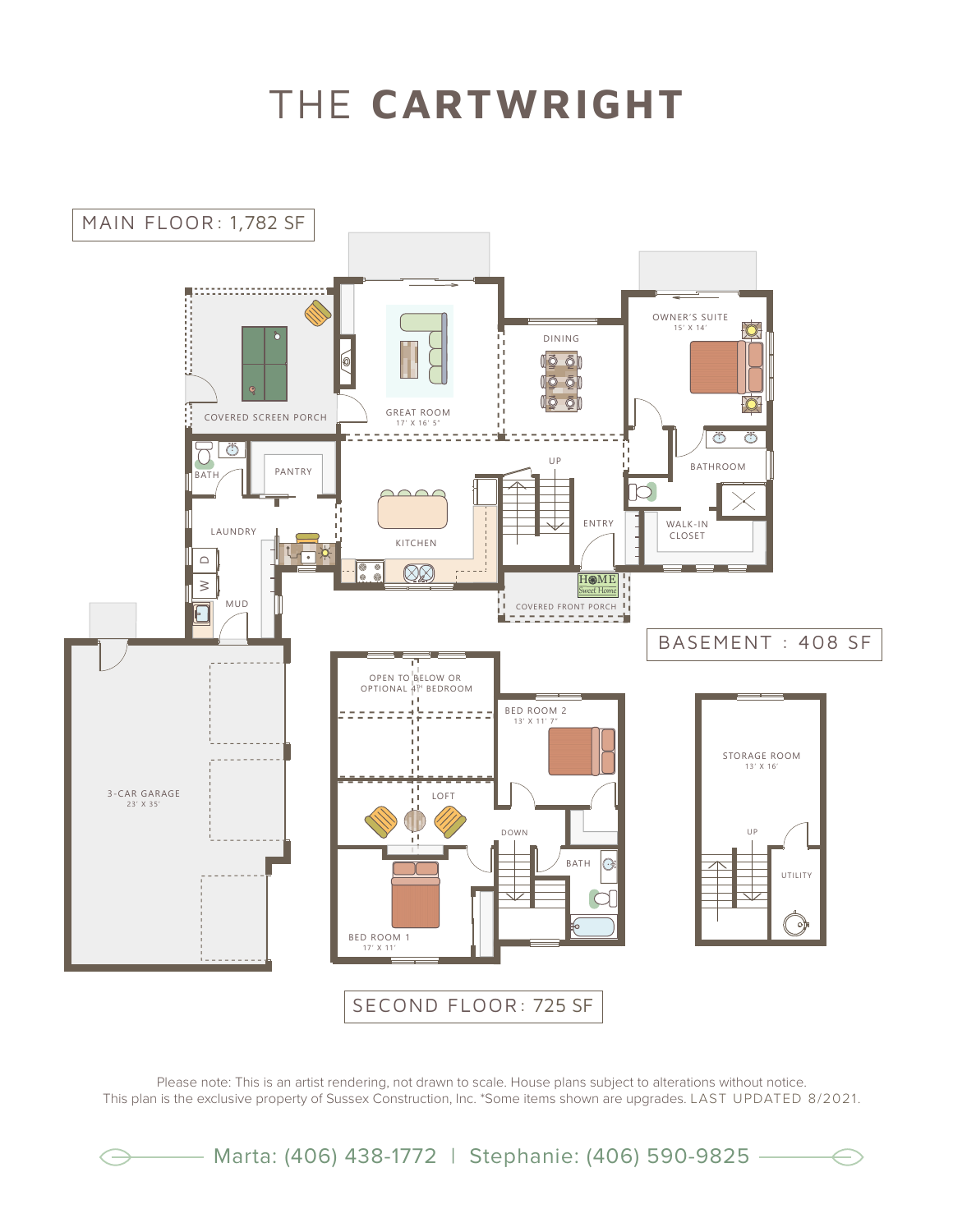# THE CARTWRIGHT

MAIN FLOOR: 1,782 SF

COVERED SCREEN PORCH

GREAT ROOM
17' X 16' 5"

DINING

OWNER'S SUITE
15' X 14'

BATH

PANTRY

LAUNDRY

KITCHEN

UP

ENTRY

BATHROOM

WALK-IN CLOSET

D

W

MUD

HOME Sweet Home

COVERED FRONT PORCH

BASEMENT : 408 SF

3-CAR GARAGE
23' X 35'

OPEN TO BELOW OR OPTIONAL 4TH BEDROOM

BED ROOM 2
13' X 11' 7"

LOFT

DOWN

BATH

BED ROOM 1
17' X 11'

STORAGE ROOM
13' X 16'

UP

UTILITY

SECOND FLOOR: 725 SF

Please note: This is an artist rendering, not drawn to scale. House plans subject to alterations without notice.
This plan is the exclusive property of Sussex Construction, Inc. *Some items shown are upgrades. LAST UPDATED 8/2021.

Marta: (406) 438-1772 | Stephanie: (406) 590-9825